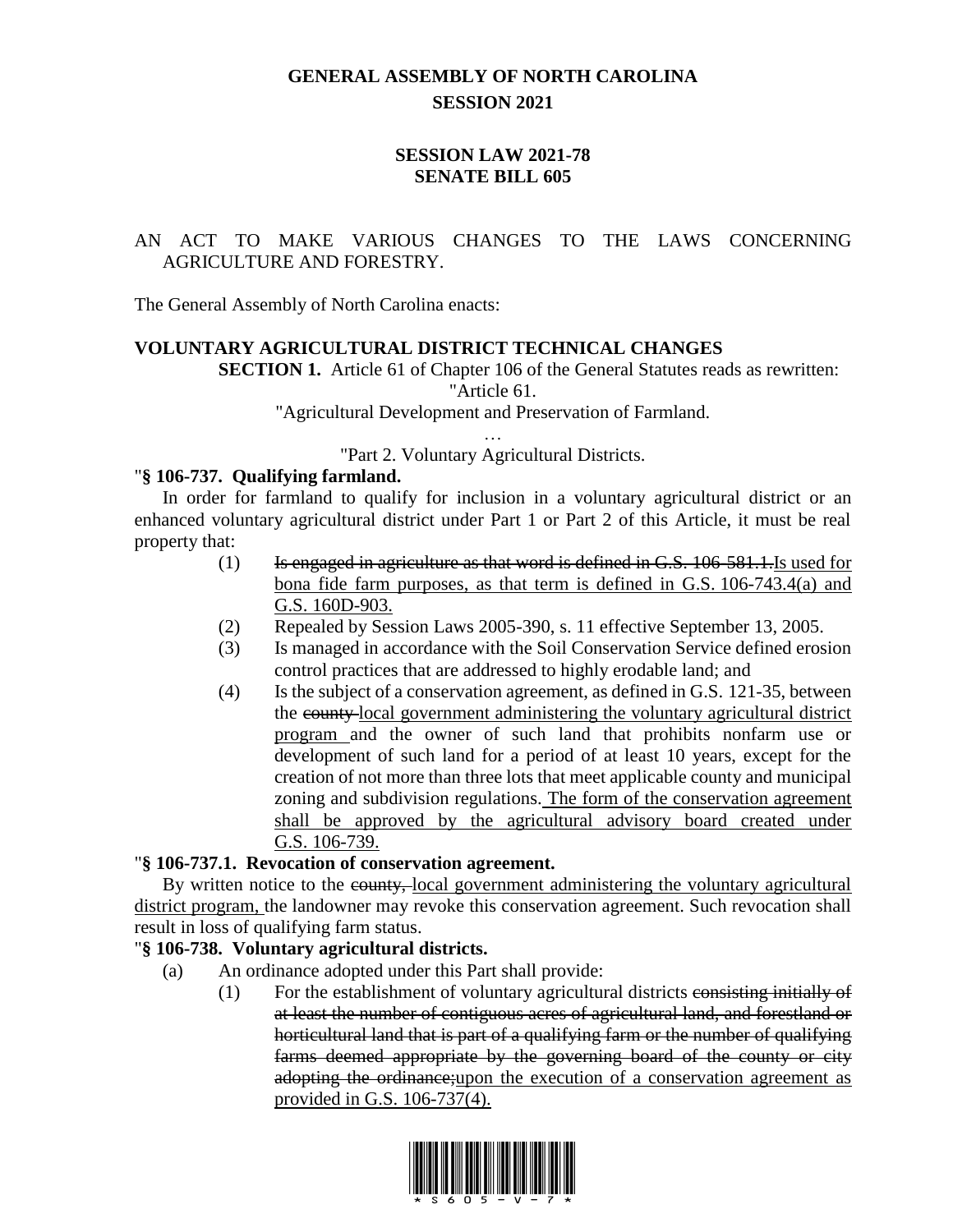# GENERAL ASSEMBLY OF NORTH CAROLINA
## SESSION 2021

## SESSION LAW 2021-78
## SENATE BILL 605

AN ACT TO MAKE VARIOUS CHANGES TO THE LAWS CONCERNING AGRICULTURE AND FORESTRY.

The General Assembly of North Carolina enacts:

**VOLUNTARY AGRICULTURAL DISTRICT TECHNICAL CHANGES**

**SECTION 1.** Article 61 of Chapter 106 of the General Statutes reads as rewritten:

"Article 61.

"Agricultural Development and Preservation of Farmland.

…

"Part 2. Voluntary Agricultural Districts.

"**§ 106-737. Qualifying farmland.**

In order for farmland to qualify for inclusion in a voluntary agricultural district or an enhanced voluntary agricultural district under Part 1 or Part 2 of this Article, it must be real property that:

(1) ~~Is engaged in agriculture as that word is defined in G.S. 106-581.1.~~Is used for bona fide farm purposes, as that term is defined in G.S. 106-743.4(a) and G.S. 160D-903.

(2) Repealed by Session Laws 2005-390, s. 11 effective September 13, 2005.

(3) Is managed in accordance with the Soil Conservation Service defined erosion control practices that are addressed to highly erodable land; and

(4) Is the subject of a conservation agreement, as defined in G.S. 121-35, between the ~~county~~ local government administering the voluntary agricultural district program and the owner of such land that prohibits nonfarm use or development of such land for a period of at least 10 years, except for the creation of not more than three lots that meet applicable county and municipal zoning and subdivision regulations. The form of the conservation agreement shall be approved by the agricultural advisory board created under G.S. 106-739.

"**§ 106-737.1. Revocation of conservation agreement.**

By written notice to the ~~county,~~ local government administering the voluntary agricultural district program, the landowner may revoke this conservation agreement. Such revocation shall result in loss of qualifying farm status.

"**§ 106-738. Voluntary agricultural districts.**

(a) An ordinance adopted under this Part shall provide:

(1) For the establishment of voluntary agricultural districts ~~consisting initially of at least the number of contiguous acres of agricultural land, and forestland or horticultural land that is part of a qualifying farm or the number of qualifying farms deemed appropriate by the governing board of the county or city adopting the ordinance;~~upon the execution of a conservation agreement as provided in G.S. 106-737(4).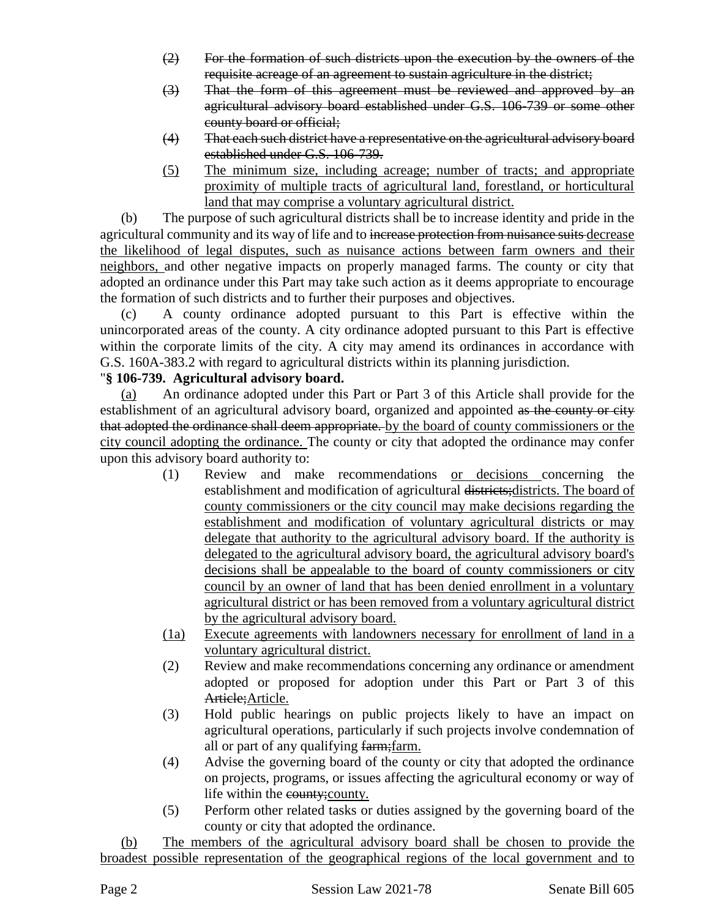(2) ~~For the formation of such districts upon the execution by the owners of the requisite acreage of an agreement to sustain agriculture in the district;~~

(3) ~~That the form of this agreement must be reviewed and approved by an agricultural advisory board established under G.S. 106-739 or some other county board or official;~~

(4) ~~That each such district have a representative on the agricultural advisory board established under G.S. 106-739.~~

<u>(5) The minimum size, including acreage; number of tracts; and appropriate proximity of multiple tracts of agricultural land, forestland, or horticultural land that may comprise a voluntary agricultural district.</u>

(b) The purpose of such agricultural districts shall be to increase identity and pride in the agricultural community and its way of life and to ~~increase protection from nuisance suits~~ <u>decrease the likelihood of legal disputes, such as nuisance actions between farm owners and their neighbors,</u> and other negative impacts on properly managed farms. The county or city that adopted an ordinance under this Part may take such action as it deems appropriate to encourage the formation of such districts and to further their purposes and objectives.

(c) A county ordinance adopted pursuant to this Part is effective within the unincorporated areas of the county. A city ordinance adopted pursuant to this Part is effective within the corporate limits of the city. A city may amend its ordinances in accordance with G.S. 160A-383.2 with regard to agricultural districts within its planning jurisdiction.

"**§ 106-739. Agricultural advisory board.**

<u>(a)</u> An ordinance adopted under this Part or Part 3 of this Article shall provide for the establishment of an agricultural advisory board, organized and appointed ~~as the county or city that adopted the ordinance shall deem appropriate.~~ <u>by the board of county commissioners or the city council adopting the ordinance.</u> The county or city that adopted the ordinance may confer upon this advisory board authority to:

(1) Review and make recommendations <u>or decisions</u> concerning the establishment and modification of agricultural ~~districts;~~<u>districts. The board of county commissioners or the city council may make decisions regarding the establishment and modification of voluntary agricultural districts or may delegate that authority to the agricultural advisory board. If the authority is delegated to the agricultural advisory board, the agricultural advisory board's decisions shall be appealable to the board of county commissioners or city council by an owner of land that has been denied enrollment in a voluntary agricultural district or has been removed from a voluntary agricultural district by the agricultural advisory board.</u>

<u>(1a) Execute agreements with landowners necessary for enrollment of land in a voluntary agricultural district.</u>

(2) Review and make recommendations concerning any ordinance or amendment adopted or proposed for adoption under this Part or Part 3 of this ~~Article;~~<u>Article.</u>

(3) Hold public hearings on public projects likely to have an impact on agricultural operations, particularly if such projects involve condemnation of all or part of any qualifying ~~farm;~~<u>farm.</u>

(4) Advise the governing board of the county or city that adopted the ordinance on projects, programs, or issues affecting the agricultural economy or way of life within the ~~county;~~<u>county.</u>

(5) Perform other related tasks or duties assigned by the governing board of the county or city that adopted the ordinance.

<u>(b) The members of the agricultural advisory board shall be chosen to provide the broadest possible representation of the geographical regions of the local government and to</u>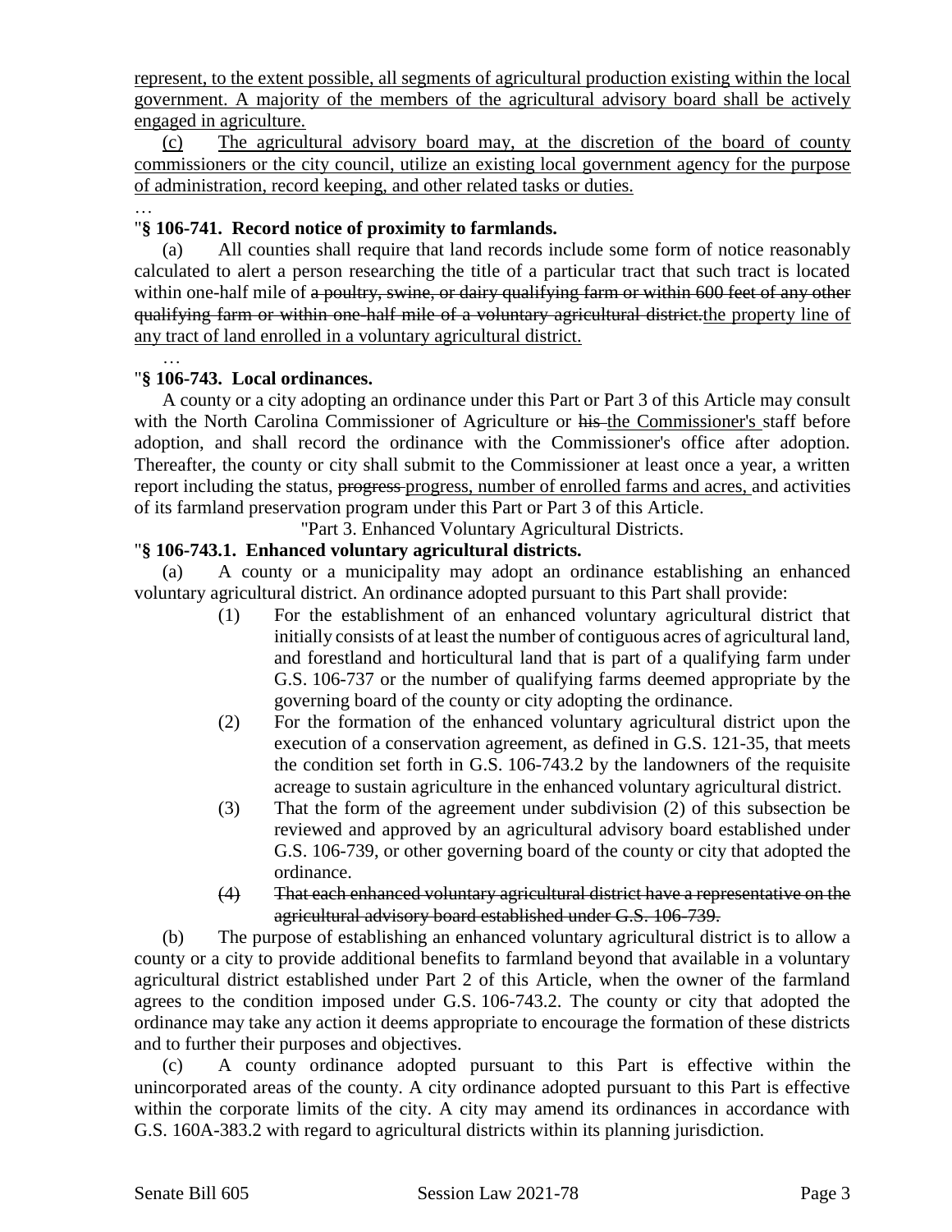represent, to the extent possible, all segments of agricultural production existing within the local government. A majority of the members of the agricultural advisory board shall be actively engaged in agriculture.

(c) The agricultural advisory board may, at the discretion of the board of county commissioners or the city council, utilize an existing local government agency for the purpose of administration, record keeping, and other related tasks or duties.

…

"**§ 106-741. Record notice of proximity to farmlands.**

(a) All counties shall require that land records include some form of notice reasonably calculated to alert a person researching the title of a particular tract that such tract is located within one-half mile of ~~a poultry, swine, or dairy qualifying farm or within 600 feet of any other qualifying farm or within one-half mile of a voluntary agricultural district.~~the property line of any tract of land enrolled in a voluntary agricultural district.

…

"**§ 106-743. Local ordinances.**

A county or a city adopting an ordinance under this Part or Part 3 of this Article may consult with the North Carolina Commissioner of Agriculture or ~~his~~ the Commissioner's staff before adoption, and shall record the ordinance with the Commissioner's office after adoption. Thereafter, the county or city shall submit to the Commissioner at least once a year, a written report including the status, ~~progress~~ progress, number of enrolled farms and acres, and activities of its farmland preservation program under this Part or Part 3 of this Article.

"Part 3. Enhanced Voluntary Agricultural Districts.

"**§ 106-743.1. Enhanced voluntary agricultural districts.**

(a) A county or a municipality may adopt an ordinance establishing an enhanced voluntary agricultural district. An ordinance adopted pursuant to this Part shall provide:

(1) For the establishment of an enhanced voluntary agricultural district that initially consists of at least the number of contiguous acres of agricultural land, and forestland and horticultural land that is part of a qualifying farm under G.S. 106-737 or the number of qualifying farms deemed appropriate by the governing board of the county or city adopting the ordinance.

(2) For the formation of the enhanced voluntary agricultural district upon the execution of a conservation agreement, as defined in G.S. 121-35, that meets the condition set forth in G.S. 106-743.2 by the landowners of the requisite acreage to sustain agriculture in the enhanced voluntary agricultural district.

(3) That the form of the agreement under subdivision (2) of this subsection be reviewed and approved by an agricultural advisory board established under G.S. 106-739, or other governing board of the county or city that adopted the ordinance.

~~(4) That each enhanced voluntary agricultural district have a representative on the agricultural advisory board established under G.S. 106-739.~~

(b) The purpose of establishing an enhanced voluntary agricultural district is to allow a county or a city to provide additional benefits to farmland beyond that available in a voluntary agricultural district established under Part 2 of this Article, when the owner of the farmland agrees to the condition imposed under G.S. 106-743.2. The county or city that adopted the ordinance may take any action it deems appropriate to encourage the formation of these districts and to further their purposes and objectives.

(c) A county ordinance adopted pursuant to this Part is effective within the unincorporated areas of the county. A city ordinance adopted pursuant to this Part is effective within the corporate limits of the city. A city may amend its ordinances in accordance with G.S. 160A-383.2 with regard to agricultural districts within its planning jurisdiction.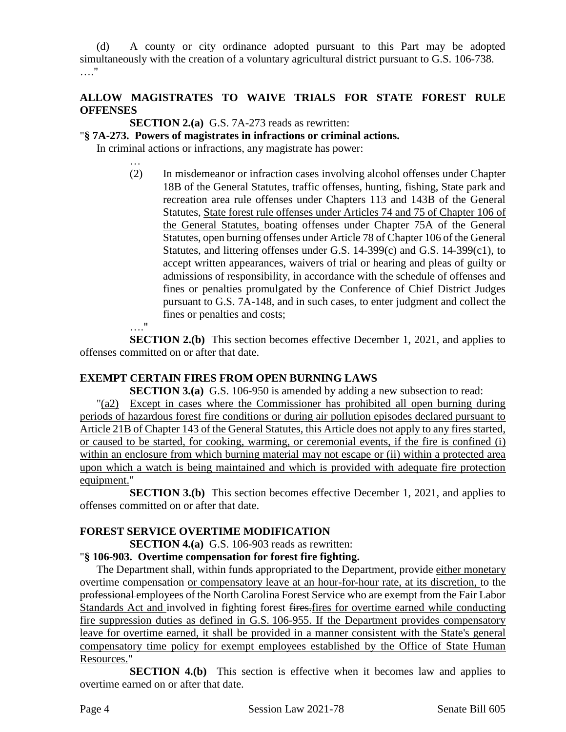(d) A county or city ordinance adopted pursuant to this Part may be adopted simultaneously with the creation of a voluntary agricultural district pursuant to G.S. 106-738.
…."

**ALLOW MAGISTRATES TO WAIVE TRIALS FOR STATE FOREST RULE OFFENSES**

**SECTION 2.(a)** G.S. 7A-273 reads as rewritten:

"**§ 7A-273. Powers of magistrates in infractions or criminal actions.**

In criminal actions or infractions, any magistrate has power:

…

(2) In misdemeanor or infraction cases involving alcohol offenses under Chapter 18B of the General Statutes, traffic offenses, hunting, fishing, State park and recreation area rule offenses under Chapters 113 and 143B of the General Statutes, <u>State forest rule offenses under Articles 74 and 75 of Chapter 106 of the General Statutes,</u> boating offenses under Chapter 75A of the General Statutes, open burning offenses under Article 78 of Chapter 106 of the General Statutes, and littering offenses under G.S. 14-399(c) and G.S. 14-399(c1), to accept written appearances, waivers of trial or hearing and pleas of guilty or admissions of responsibility, in accordance with the schedule of offenses and fines or penalties promulgated by the Conference of Chief District Judges pursuant to G.S. 7A-148, and in such cases, to enter judgment and collect the fines or penalties and costs;

…."

**SECTION 2.(b)** This section becomes effective December 1, 2021, and applies to offenses committed on or after that date.

**EXEMPT CERTAIN FIRES FROM OPEN BURNING LAWS**

**SECTION 3.(a)** G.S. 106-950 is amended by adding a new subsection to read:

"<u>(a2) Except in cases where the Commissioner has prohibited all open burning during periods of hazardous forest fire conditions or during air pollution episodes declared pursuant to Article 21B of Chapter 143 of the General Statutes, this Article does not apply to any fires started, or caused to be started, for cooking, warming, or ceremonial events, if the fire is confined (i) within an enclosure from which burning material may not escape or (ii) within a protected area upon which a watch is being maintained and which is provided with adequate fire protection equipment.</u>"

**SECTION 3.(b)** This section becomes effective December 1, 2021, and applies to offenses committed on or after that date.

**FOREST SERVICE OVERTIME MODIFICATION**

**SECTION 4.(a)** G.S. 106-903 reads as rewritten:

"**§ 106-903. Overtime compensation for forest fire fighting.**

The Department shall, within funds appropriated to the Department, provide <u>either monetary</u> overtime compensation <u>or compensatory leave at an hour-for-hour rate, at its discretion,</u> to the ~~professional~~ employees of the North Carolina Forest Service <u>who are exempt from the Fair Labor Standards Act and</u> involved in fighting forest ~~fires.~~<u>fires for overtime earned while conducting fire suppression duties as defined in G.S. 106-955. If the Department provides compensatory leave for overtime earned, it shall be provided in a manner consistent with the State's general compensatory time policy for exempt employees established by the Office of State Human Resources.</u>"

**SECTION 4.(b)** This section is effective when it becomes law and applies to overtime earned on or after that date.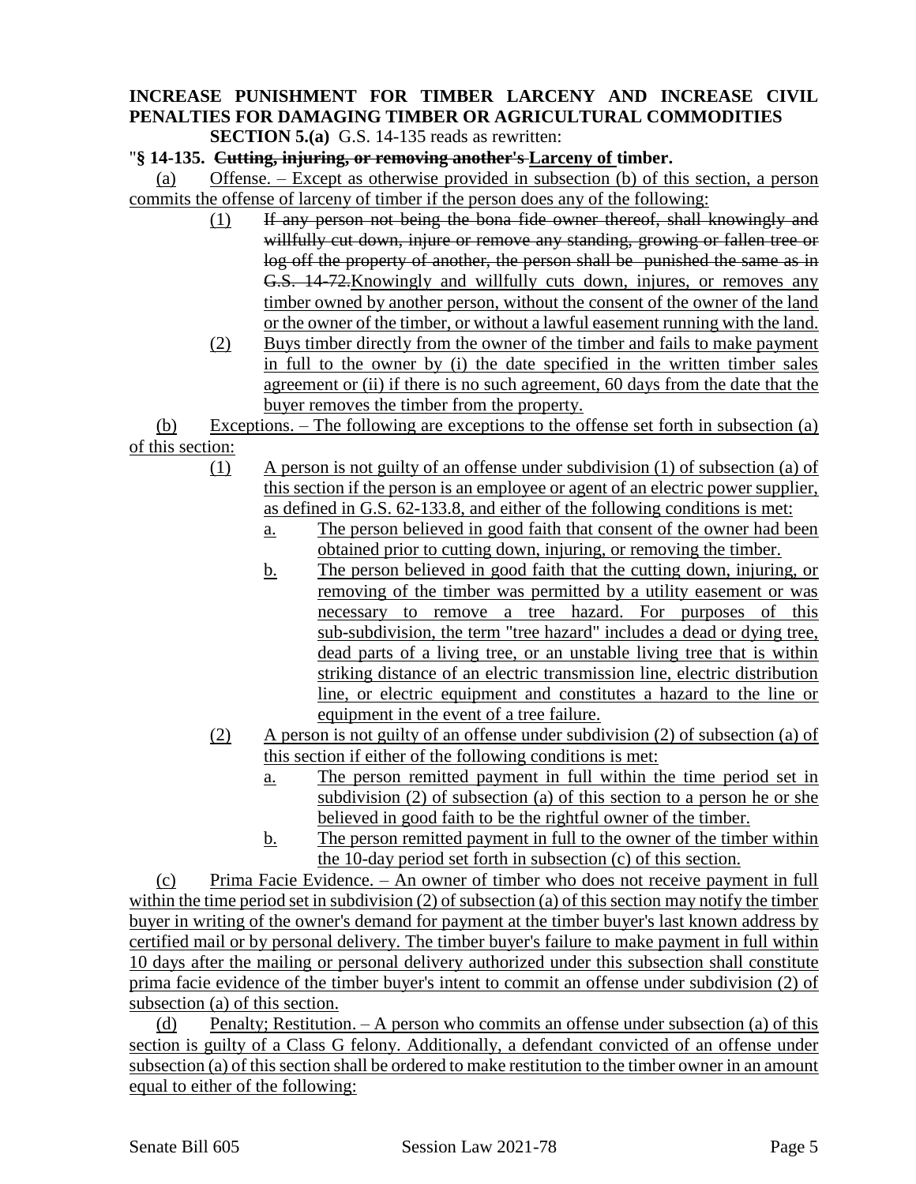**INCREASE PUNISHMENT FOR TIMBER LARCENY AND INCREASE CIVIL PENALTIES FOR DAMAGING TIMBER OR AGRICULTURAL COMMODITIES**

**SECTION 5.(a)** G.S. 14-135 reads as rewritten:

"**§ 14-135. ~~Cutting, injuring, or removing another's~~ Larceny of timber.**

(a) Offense. – Except as otherwise provided in subsection (b) of this section, a person commits the offense of larceny of timber if the person does any of the following:

(1) ~~If any person not being the bona fide owner thereof, shall knowingly and willfully cut down, injure or remove any standing, growing or fallen tree or log off the property of another, the person shall be punished the same as in G.S. 14-72.~~Knowingly and willfully cuts down, injures, or removes any timber owned by another person, without the consent of the owner of the land or the owner of the timber, or without a lawful easement running with the land.

(2) Buys timber directly from the owner of the timber and fails to make payment in full to the owner by (i) the date specified in the written timber sales agreement or (ii) if there is no such agreement, 60 days from the date that the buyer removes the timber from the property.

(b) Exceptions. – The following are exceptions to the offense set forth in subsection (a) of this section:

(1) A person is not guilty of an offense under subdivision (1) of subsection (a) of this section if the person is an employee or agent of an electric power supplier, as defined in G.S. 62-133.8, and either of the following conditions is met:

a. The person believed in good faith that consent of the owner had been obtained prior to cutting down, injuring, or removing the timber.

b. The person believed in good faith that the cutting down, injuring, or removing of the timber was permitted by a utility easement or was necessary to remove a tree hazard. For purposes of this sub-subdivision, the term "tree hazard" includes a dead or dying tree, dead parts of a living tree, or an unstable living tree that is within striking distance of an electric transmission line, electric distribution line, or electric equipment and constitutes a hazard to the line or equipment in the event of a tree failure.

(2) A person is not guilty of an offense under subdivision (2) of subsection (a) of this section if either of the following conditions is met:

a. The person remitted payment in full within the time period set in subdivision (2) of subsection (a) of this section to a person he or she believed in good faith to be the rightful owner of the timber.

b. The person remitted payment in full to the owner of the timber within the 10-day period set forth in subsection (c) of this section.

(c) Prima Facie Evidence. – An owner of timber who does not receive payment in full within the time period set in subdivision (2) of subsection (a) of this section may notify the timber buyer in writing of the owner's demand for payment at the timber buyer's last known address by certified mail or by personal delivery. The timber buyer's failure to make payment in full within 10 days after the mailing or personal delivery authorized under this subsection shall constitute prima facie evidence of the timber buyer's intent to commit an offense under subdivision (2) of subsection (a) of this section.

(d) Penalty; Restitution. – A person who commits an offense under subsection (a) of this section is guilty of a Class G felony. Additionally, a defendant convicted of an offense under subsection (a) of this section shall be ordered to make restitution to the timber owner in an amount equal to either of the following: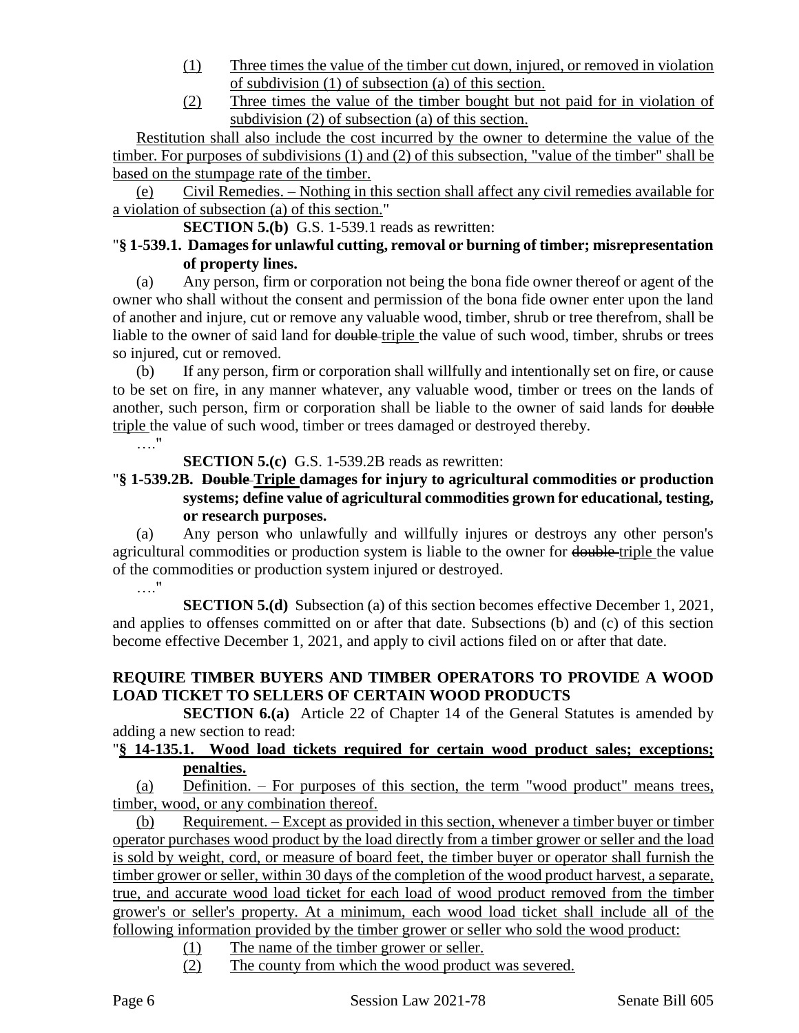(1) Three times the value of the timber cut down, injured, or removed in violation of subdivision (1) of subsection (a) of this section.

(2) Three times the value of the timber bought but not paid for in violation of subdivision (2) of subsection (a) of this section.

Restitution shall also include the cost incurred by the owner to determine the value of the timber. For purposes of subdivisions (1) and (2) of this subsection, "value of the timber" shall be based on the stumpage rate of the timber.

(e) Civil Remedies. – Nothing in this section shall affect any civil remedies available for a violation of subsection (a) of this section."

**SECTION 5.(b)** G.S. 1-539.1 reads as rewritten:

"**§ 1-539.1. Damages for unlawful cutting, removal or burning of timber; misrepresentation of property lines.**

(a) Any person, firm or corporation not being the bona fide owner thereof or agent of the owner who shall without the consent and permission of the bona fide owner enter upon the land of another and injure, cut or remove any valuable wood, timber, shrub or tree therefrom, shall be liable to the owner of said land for ~~double~~ triple the value of such wood, timber, shrubs or trees so injured, cut or removed.

(b) If any person, firm or corporation shall willfully and intentionally set on fire, or cause to be set on fire, in any manner whatever, any valuable wood, timber or trees on the lands of another, such person, firm or corporation shall be liable to the owner of said lands for ~~double~~ triple the value of such wood, timber or trees damaged or destroyed thereby.

…."

**SECTION 5.(c)** G.S. 1-539.2B reads as rewritten:

"**§ 1-539.2B. ~~Double~~ Triple damages for injury to agricultural commodities or production systems; define value of agricultural commodities grown for educational, testing, or research purposes.**

(a) Any person who unlawfully and willfully injures or destroys any other person's agricultural commodities or production system is liable to the owner for ~~double~~ triple the value of the commodities or production system injured or destroyed.

…."

**SECTION 5.(d)** Subsection (a) of this section becomes effective December 1, 2021, and applies to offenses committed on or after that date. Subsections (b) and (c) of this section become effective December 1, 2021, and apply to civil actions filed on or after that date.

**REQUIRE TIMBER BUYERS AND TIMBER OPERATORS TO PROVIDE A WOOD LOAD TICKET TO SELLERS OF CERTAIN WOOD PRODUCTS**

**SECTION 6.(a)** Article 22 of Chapter 14 of the General Statutes is amended by adding a new section to read:

"**§ 14-135.1. Wood load tickets required for certain wood product sales; exceptions; penalties.**

(a) Definition. – For purposes of this section, the term "wood product" means trees, timber, wood, or any combination thereof.

(b) Requirement. – Except as provided in this section, whenever a timber buyer or timber operator purchases wood product by the load directly from a timber grower or seller and the load is sold by weight, cord, or measure of board feet, the timber buyer or operator shall furnish the timber grower or seller, within 30 days of the completion of the wood product harvest, a separate, true, and accurate wood load ticket for each load of wood product removed from the timber grower's or seller's property. At a minimum, each wood load ticket shall include all of the following information provided by the timber grower or seller who sold the wood product:

(1) The name of the timber grower or seller.

(2) The county from which the wood product was severed.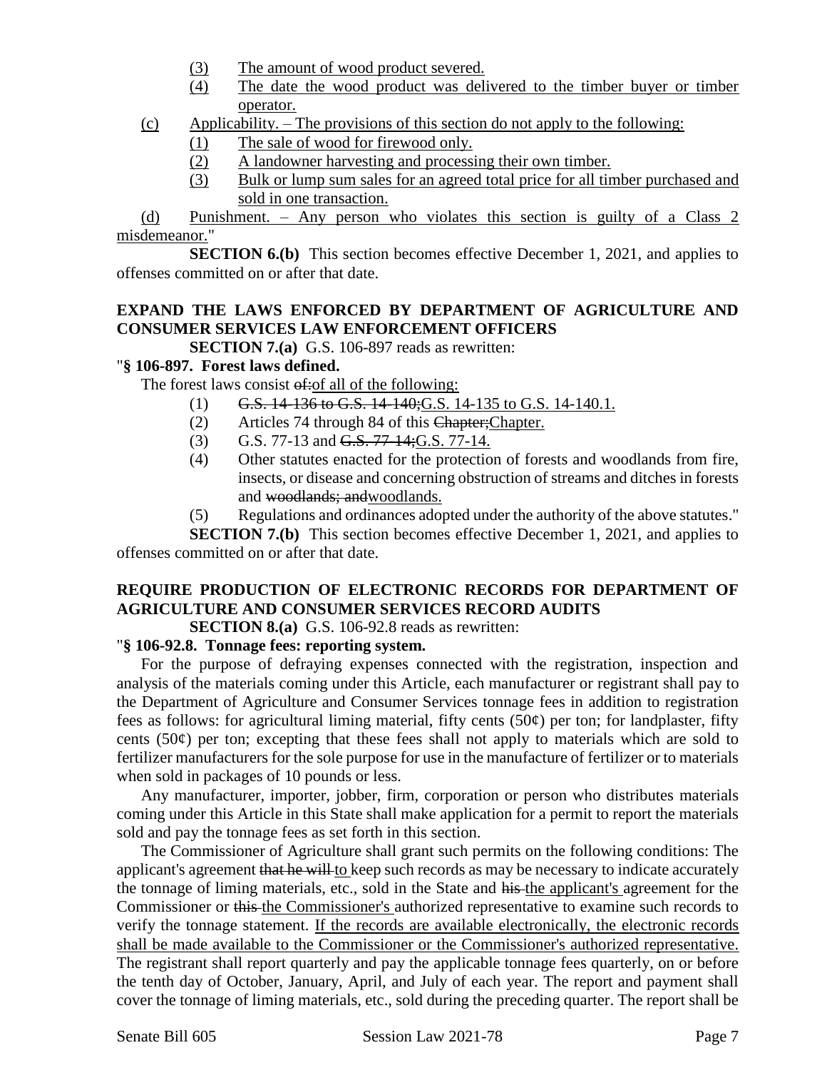(3) The amount of wood product severed.

(4) The date the wood product was delivered to the timber buyer or timber operator.

(c) Applicability. – The provisions of this section do not apply to the following:

(1) The sale of wood for firewood only.

(2) A landowner harvesting and processing their own timber.

(3) Bulk or lump sum sales for an agreed total price for all timber purchased and sold in one transaction.

(d) Punishment. – Any person who violates this section is guilty of a Class 2 misdemeanor."

**SECTION 6.(b)** This section becomes effective December 1, 2021, and applies to offenses committed on or after that date.

**EXPAND THE LAWS ENFORCED BY DEPARTMENT OF AGRICULTURE AND CONSUMER SERVICES LAW ENFORCEMENT OFFICERS**

**SECTION 7.(a)** G.S. 106-897 reads as rewritten:

"**§ 106-897. Forest laws defined.**

The forest laws consist ~~of:~~of all of the following:

(1) ~~G.S. 14-136 to G.S. 14-140;~~G.S. 14-135 to G.S. 14-140.1.

(2) Articles 74 through 84 of this ~~Chapter;~~Chapter.

(3) G.S. 77-13 and ~~G.S. 77-14;~~G.S. 77-14.

(4) Other statutes enacted for the protection of forests and woodlands from fire, insects, or disease and concerning obstruction of streams and ditches in forests and ~~woodlands; and~~woodlands.

(5) Regulations and ordinances adopted under the authority of the above statutes."

**SECTION 7.(b)** This section becomes effective December 1, 2021, and applies to offenses committed on or after that date.

**REQUIRE PRODUCTION OF ELECTRONIC RECORDS FOR DEPARTMENT OF AGRICULTURE AND CONSUMER SERVICES RECORD AUDITS**

**SECTION 8.(a)** G.S. 106-92.8 reads as rewritten:

"**§ 106-92.8. Tonnage fees: reporting system.**

For the purpose of defraying expenses connected with the registration, inspection and analysis of the materials coming under this Article, each manufacturer or registrant shall pay to the Department of Agriculture and Consumer Services tonnage fees in addition to registration fees as follows: for agricultural liming material, fifty cents (50¢) per ton; for landplaster, fifty cents (50¢) per ton; excepting that these fees shall not apply to materials which are sold to fertilizer manufacturers for the sole purpose for use in the manufacture of fertilizer or to materials when sold in packages of 10 pounds or less.

Any manufacturer, importer, jobber, firm, corporation or person who distributes materials coming under this Article in this State shall make application for a permit to report the materials sold and pay the tonnage fees as set forth in this section.

The Commissioner of Agriculture shall grant such permits on the following conditions: The applicant's agreement ~~that he will~~ to keep such records as may be necessary to indicate accurately the tonnage of liming materials, etc., sold in the State and ~~his~~ the applicant's agreement for the Commissioner or ~~this~~ the Commissioner's authorized representative to examine such records to verify the tonnage statement. If the records are available electronically, the electronic records shall be made available to the Commissioner or the Commissioner's authorized representative. The registrant shall report quarterly and pay the applicable tonnage fees quarterly, on or before the tenth day of October, January, April, and July of each year. The report and payment shall cover the tonnage of liming materials, etc., sold during the preceding quarter. The report shall be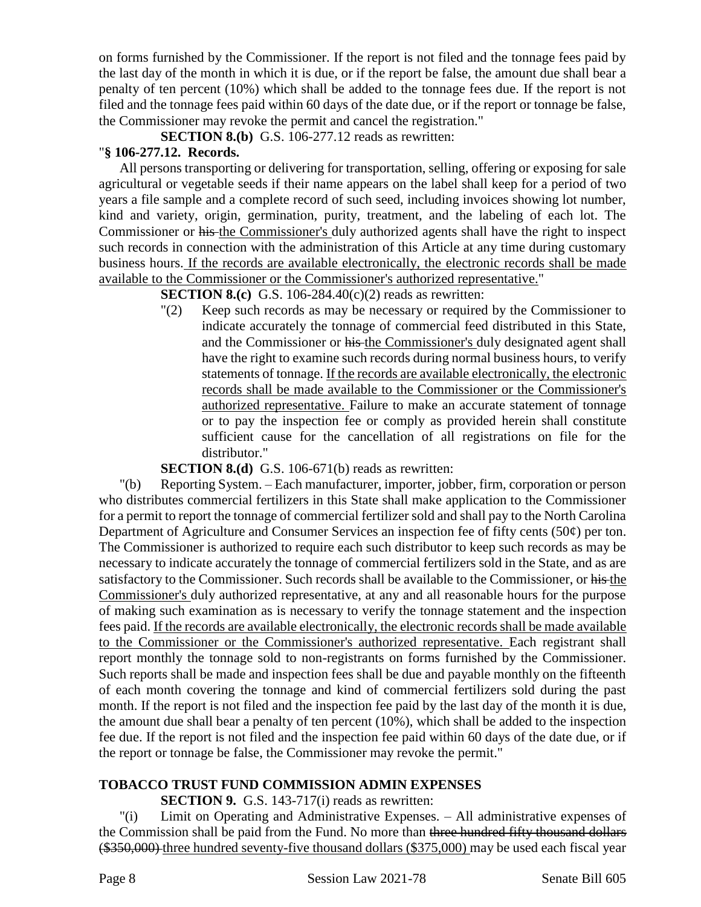on forms furnished by the Commissioner. If the report is not filed and the tonnage fees paid by the last day of the month in which it is due, or if the report be false, the amount due shall bear a penalty of ten percent (10%) which shall be added to the tonnage fees due. If the report is not filed and the tonnage fees paid within 60 days of the date due, or if the report or tonnage be false, the Commissioner may revoke the permit and cancel the registration."

**SECTION 8.(b)** G.S. 106-277.12 reads as rewritten:

"**§ 106-277.12. Records.**

All persons transporting or delivering for transportation, selling, offering or exposing for sale agricultural or vegetable seeds if their name appears on the label shall keep for a period of two years a file sample and a complete record of such seed, including invoices showing lot number, kind and variety, origin, germination, purity, treatment, and the labeling of each lot. The Commissioner or ~~his~~ the Commissioner's duly authorized agents shall have the right to inspect such records in connection with the administration of this Article at any time during customary business hours. If the records are available electronically, the electronic records shall be made available to the Commissioner or the Commissioner's authorized representative."

**SECTION 8.(c)** G.S. 106-284.40(c)(2) reads as rewritten:

"(2) Keep such records as may be necessary or required by the Commissioner to indicate accurately the tonnage of commercial feed distributed in this State, and the Commissioner or ~~his~~ the Commissioner's duly designated agent shall have the right to examine such records during normal business hours, to verify statements of tonnage. If the records are available electronically, the electronic records shall be made available to the Commissioner or the Commissioner's authorized representative. Failure to make an accurate statement of tonnage or to pay the inspection fee or comply as provided herein shall constitute sufficient cause for the cancellation of all registrations on file for the distributor."

**SECTION 8.(d)** G.S. 106-671(b) reads as rewritten:

"(b) Reporting System. – Each manufacturer, importer, jobber, firm, corporation or person who distributes commercial fertilizers in this State shall make application to the Commissioner for a permit to report the tonnage of commercial fertilizer sold and shall pay to the North Carolina Department of Agriculture and Consumer Services an inspection fee of fifty cents (50¢) per ton. The Commissioner is authorized to require each such distributor to keep such records as may be necessary to indicate accurately the tonnage of commercial fertilizers sold in the State, and as are satisfactory to the Commissioner. Such records shall be available to the Commissioner, or ~~his~~ the Commissioner's duly authorized representative, at any and all reasonable hours for the purpose of making such examination as is necessary to verify the tonnage statement and the inspection fees paid. If the records are available electronically, the electronic records shall be made available to the Commissioner or the Commissioner's authorized representative. Each registrant shall report monthly the tonnage sold to non-registrants on forms furnished by the Commissioner. Such reports shall be made and inspection fees shall be due and payable monthly on the fifteenth of each month covering the tonnage and kind of commercial fertilizers sold during the past month. If the report is not filed and the inspection fee paid by the last day of the month it is due, the amount due shall bear a penalty of ten percent (10%), which shall be added to the inspection fee due. If the report is not filed and the inspection fee paid within 60 days of the date due, or if the report or tonnage be false, the Commissioner may revoke the permit."

**TOBACCO TRUST FUND COMMISSION ADMIN EXPENSES**

**SECTION 9.** G.S. 143-717(i) reads as rewritten:

"(i) Limit on Operating and Administrative Expenses. – All administrative expenses of the Commission shall be paid from the Fund. No more than ~~three hundred fifty thousand dollars ($350,000)~~ three hundred seventy-five thousand dollars ($375,000) may be used each fiscal year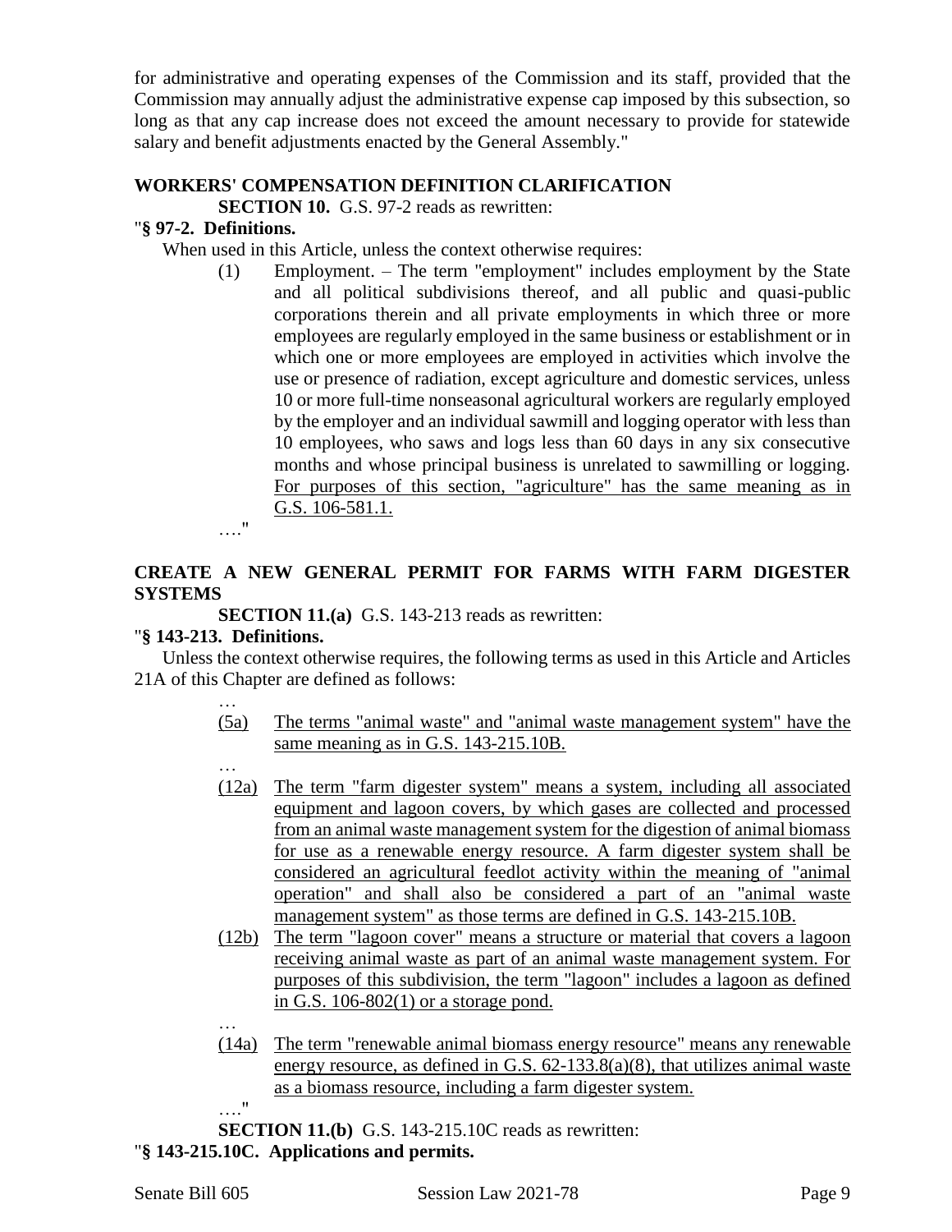for administrative and operating expenses of the Commission and its staff, provided that the Commission may annually adjust the administrative expense cap imposed by this subsection, so long as that any cap increase does not exceed the amount necessary to provide for statewide salary and benefit adjustments enacted by the General Assembly."

**WORKERS' COMPENSATION DEFINITION CLARIFICATION**

**SECTION 10.** G.S. 97-2 reads as rewritten:

"**§ 97-2. Definitions.**

When used in this Article, unless the context otherwise requires:

(1) Employment. – The term "employment" includes employment by the State and all political subdivisions thereof, and all public and quasi-public corporations therein and all private employments in which three or more employees are regularly employed in the same business or establishment or in which one or more employees are employed in activities which involve the use or presence of radiation, except agriculture and domestic services, unless 10 or more full-time nonseasonal agricultural workers are regularly employed by the employer and an individual sawmill and logging operator with less than 10 employees, who saws and logs less than 60 days in any six consecutive months and whose principal business is unrelated to sawmilling or logging. For purposes of this section, "agriculture" has the same meaning as in G.S. 106-581.1.

…."

**CREATE A NEW GENERAL PERMIT FOR FARMS WITH FARM DIGESTER SYSTEMS**

**SECTION 11.(a)** G.S. 143-213 reads as rewritten:

"**§ 143-213. Definitions.**

Unless the context otherwise requires, the following terms as used in this Article and Articles 21A of this Chapter are defined as follows:

…

(5a) The terms "animal waste" and "animal waste management system" have the same meaning as in G.S. 143-215.10B.

…

(12a) The term "farm digester system" means a system, including all associated equipment and lagoon covers, by which gases are collected and processed from an animal waste management system for the digestion of animal biomass for use as a renewable energy resource. A farm digester system shall be considered an agricultural feedlot activity within the meaning of "animal operation" and shall also be considered a part of an "animal waste management system" as those terms are defined in G.S. 143-215.10B.

(12b) The term "lagoon cover" means a structure or material that covers a lagoon receiving animal waste as part of an animal waste management system. For purposes of this subdivision, the term "lagoon" includes a lagoon as defined in G.S. 106-802(1) or a storage pond.

…

(14a) The term "renewable animal biomass energy resource" means any renewable energy resource, as defined in G.S. 62-133.8(a)(8), that utilizes animal waste as a biomass resource, including a farm digester system.

…."

**SECTION 11.(b)** G.S. 143-215.10C reads as rewritten:

"**§ 143-215.10C. Applications and permits.**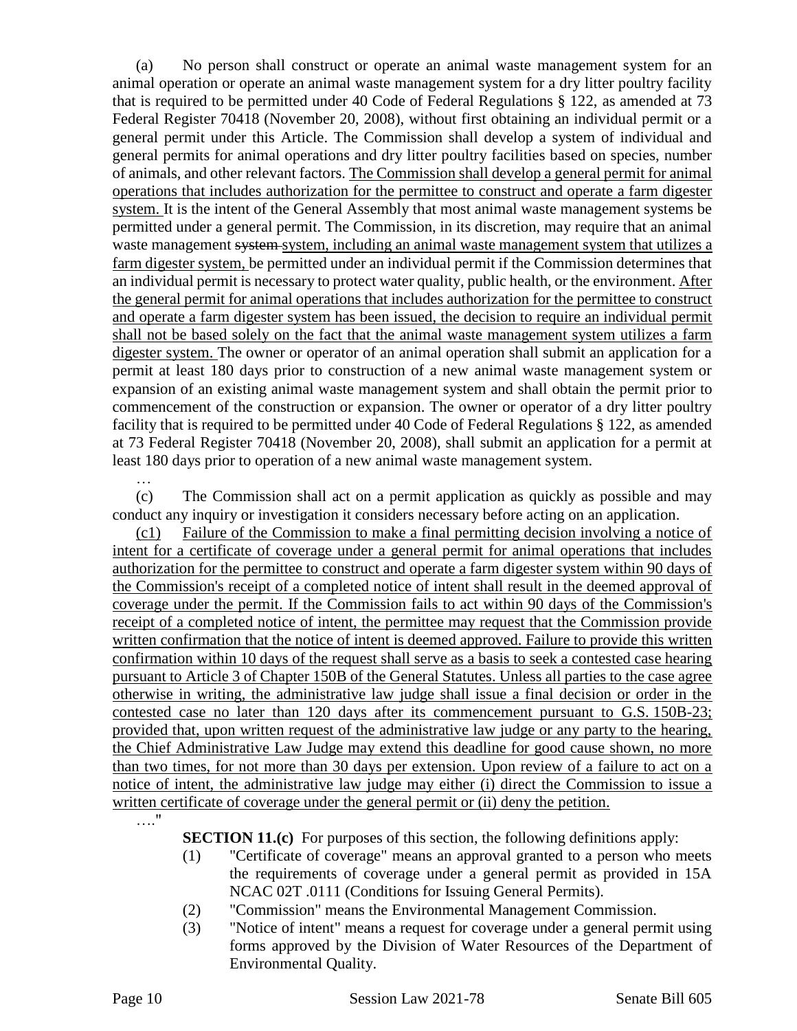(a) No person shall construct or operate an animal waste management system for an animal operation or operate an animal waste management system for a dry litter poultry facility that is required to be permitted under 40 Code of Federal Regulations § 122, as amended at 73 Federal Register 70418 (November 20, 2008), without first obtaining an individual permit or a general permit under this Article. The Commission shall develop a system of individual and general permits for animal operations and dry litter poultry facilities based on species, number of animals, and other relevant factors. The Commission shall develop a general permit for animal operations that includes authorization for the permittee to construct and operate a farm digester system. It is the intent of the General Assembly that most animal waste management systems be permitted under a general permit. The Commission, in its discretion, may require that an animal waste management ~~system~~ system, including an animal waste management system that utilizes a farm digester system, be permitted under an individual permit if the Commission determines that an individual permit is necessary to protect water quality, public health, or the environment. After the general permit for animal operations that includes authorization for the permittee to construct and operate a farm digester system has been issued, the decision to require an individual permit shall not be based solely on the fact that the animal waste management system utilizes a farm digester system. The owner or operator of an animal operation shall submit an application for a permit at least 180 days prior to construction of a new animal waste management system or expansion of an existing animal waste management system and shall obtain the permit prior to commencement of the construction or expansion. The owner or operator of a dry litter poultry facility that is required to be permitted under 40 Code of Federal Regulations § 122, as amended at 73 Federal Register 70418 (November 20, 2008), shall submit an application for a permit at least 180 days prior to operation of a new animal waste management system.

…

(c) The Commission shall act on a permit application as quickly as possible and may conduct any inquiry or investigation it considers necessary before acting on an application.

(c1) Failure of the Commission to make a final permitting decision involving a notice of intent for a certificate of coverage under a general permit for animal operations that includes authorization for the permittee to construct and operate a farm digester system within 90 days of the Commission's receipt of a completed notice of intent shall result in the deemed approval of coverage under the permit. If the Commission fails to act within 90 days of the Commission's receipt of a completed notice of intent, the permittee may request that the Commission provide written confirmation that the notice of intent is deemed approved. Failure to provide this written confirmation within 10 days of the request shall serve as a basis to seek a contested case hearing pursuant to Article 3 of Chapter 150B of the General Statutes. Unless all parties to the case agree otherwise in writing, the administrative law judge shall issue a final decision or order in the contested case no later than 120 days after its commencement pursuant to G.S. 150B-23; provided that, upon written request of the administrative law judge or any party to the hearing, the Chief Administrative Law Judge may extend this deadline for good cause shown, no more than two times, for not more than 30 days per extension. Upon review of a failure to act on a notice of intent, the administrative law judge may either (i) direct the Commission to issue a written certificate of coverage under the general permit or (ii) deny the petition.

…."

**SECTION 11.(c)** For purposes of this section, the following definitions apply:

(1) "Certificate of coverage" means an approval granted to a person who meets the requirements of coverage under a general permit as provided in 15A NCAC 02T .0111 (Conditions for Issuing General Permits).

(2) "Commission" means the Environmental Management Commission.

(3) "Notice of intent" means a request for coverage under a general permit using forms approved by the Division of Water Resources of the Department of Environmental Quality.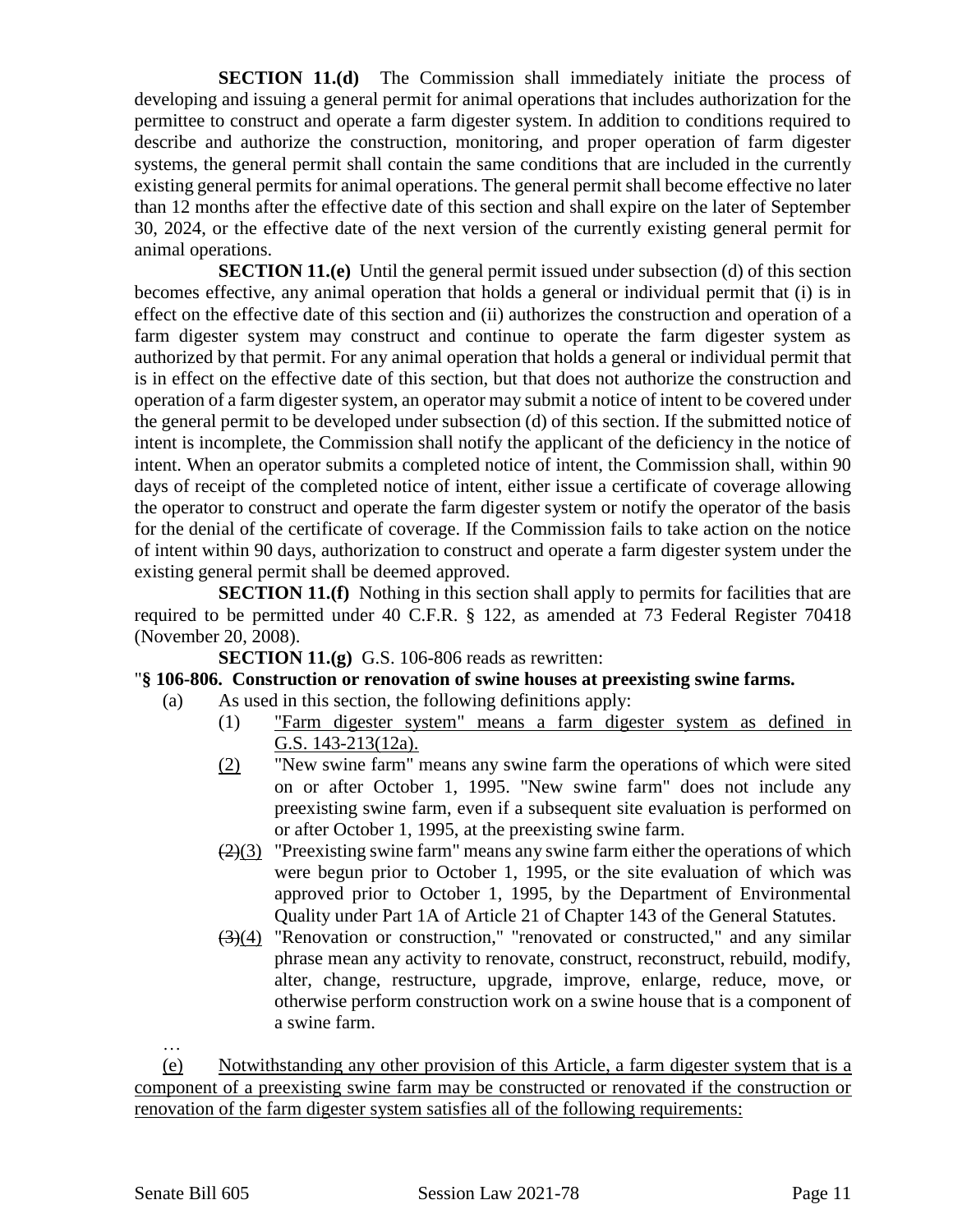**SECTION 11.(d)** The Commission shall immediately initiate the process of developing and issuing a general permit for animal operations that includes authorization for the permittee to construct and operate a farm digester system. In addition to conditions required to describe and authorize the construction, monitoring, and proper operation of farm digester systems, the general permit shall contain the same conditions that are included in the currently existing general permits for animal operations. The general permit shall become effective no later than 12 months after the effective date of this section and shall expire on the later of September 30, 2024, or the effective date of the next version of the currently existing general permit for animal operations.

**SECTION 11.(e)** Until the general permit issued under subsection (d) of this section becomes effective, any animal operation that holds a general or individual permit that (i) is in effect on the effective date of this section and (ii) authorizes the construction and operation of a farm digester system may construct and continue to operate the farm digester system as authorized by that permit. For any animal operation that holds a general or individual permit that is in effect on the effective date of this section, but that does not authorize the construction and operation of a farm digester system, an operator may submit a notice of intent to be covered under the general permit to be developed under subsection (d) of this section. If the submitted notice of intent is incomplete, the Commission shall notify the applicant of the deficiency in the notice of intent. When an operator submits a completed notice of intent, the Commission shall, within 90 days of receipt of the completed notice of intent, either issue a certificate of coverage allowing the operator to construct and operate the farm digester system or notify the operator of the basis for the denial of the certificate of coverage. If the Commission fails to take action on the notice of intent within 90 days, authorization to construct and operate a farm digester system under the existing general permit shall be deemed approved.

**SECTION 11.(f)** Nothing in this section shall apply to permits for facilities that are required to be permitted under 40 C.F.R. § 122, as amended at 73 Federal Register 70418 (November 20, 2008).

**SECTION 11.(g)** G.S. 106-806 reads as rewritten:

"**§ 106-806. Construction or renovation of swine houses at preexisting swine farms.**

(a) As used in this section, the following definitions apply:

(1) <u>"Farm digester system" means a farm digester system as defined in G.S. 143-213(12a).</u>

<u>(2)</u> "New swine farm" means any swine farm the operations of which were sited on or after October 1, 1995. "New swine farm" does not include any preexisting swine farm, even if a subsequent site evaluation is performed on or after October 1, 1995, at the preexisting swine farm.

~~(2)~~<u>(3)</u> "Preexisting swine farm" means any swine farm either the operations of which were begun prior to October 1, 1995, or the site evaluation of which was approved prior to October 1, 1995, by the Department of Environmental Quality under Part 1A of Article 21 of Chapter 143 of the General Statutes.

~~(3)~~<u>(4)</u> "Renovation or construction," "renovated or constructed," and any similar phrase mean any activity to renovate, construct, reconstruct, rebuild, modify, alter, change, restructure, upgrade, improve, enlarge, reduce, move, or otherwise perform construction work on a swine house that is a component of a swine farm.

…

<u>(e) Notwithstanding any other provision of this Article, a farm digester system that is a component of a preexisting swine farm may be constructed or renovated if the construction or renovation of the farm digester system satisfies all of the following requirements:</u>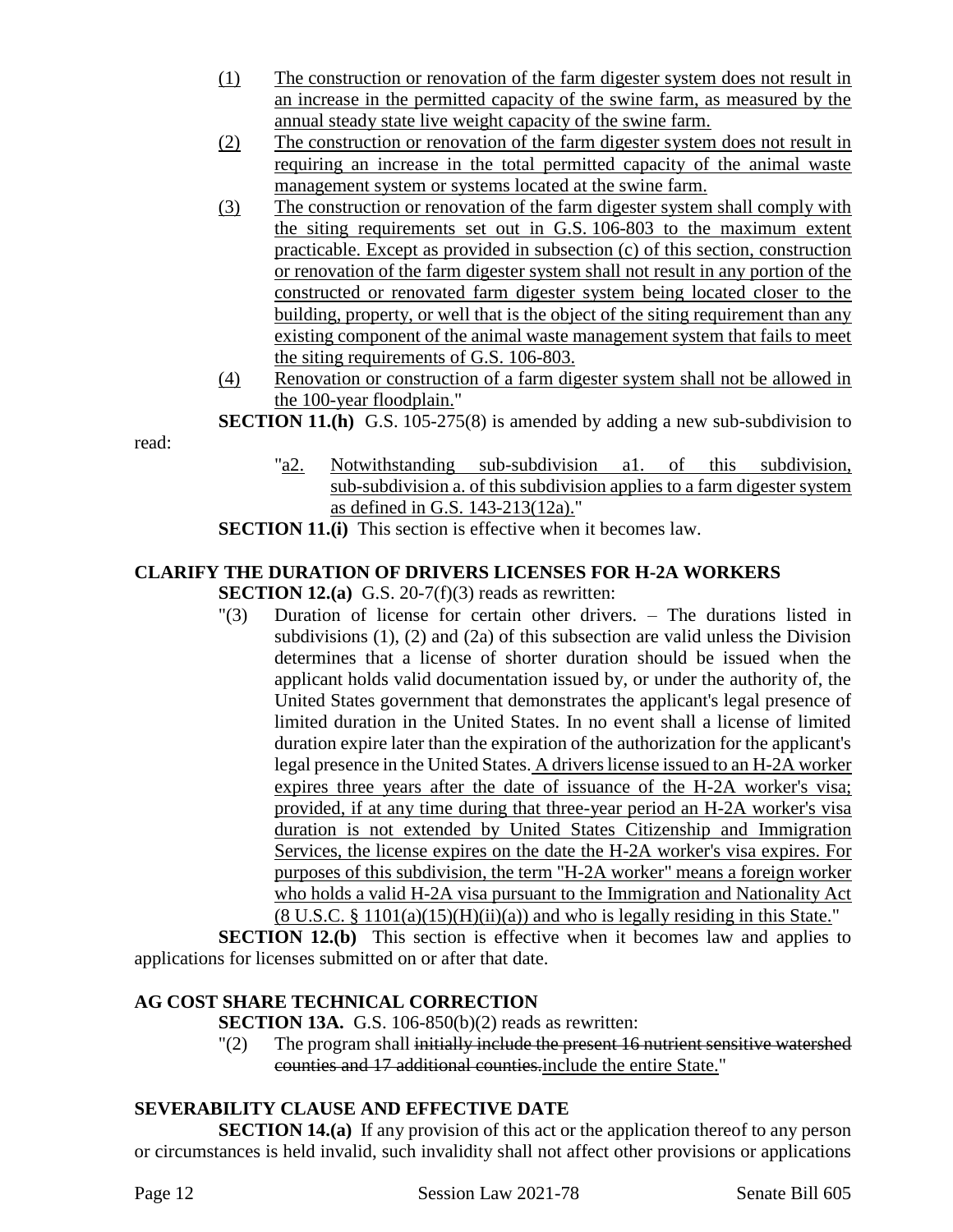(1) The construction or renovation of the farm digester system does not result in an increase in the permitted capacity of the swine farm, as measured by the annual steady state live weight capacity of the swine farm.

(2) The construction or renovation of the farm digester system does not result in requiring an increase in the total permitted capacity of the animal waste management system or systems located at the swine farm.

(3) The construction or renovation of the farm digester system shall comply with the siting requirements set out in G.S. 106-803 to the maximum extent practicable. Except as provided in subsection (c) of this section, construction or renovation of the farm digester system shall not result in any portion of the constructed or renovated farm digester system being located closer to the building, property, or well that is the object of the siting requirement than any existing component of the animal waste management system that fails to meet the siting requirements of G.S. 106-803.

(4) Renovation or construction of a farm digester system shall not be allowed in the 100-year floodplain."

**SECTION 11.(h)** G.S. 105-275(8) is amended by adding a new sub-subdivision to read:

"a2. Notwithstanding sub-subdivision a1. of this subdivision, sub-subdivision a. of this subdivision applies to a farm digester system as defined in G.S. 143-213(12a)."

**SECTION 11.(i)** This section is effective when it becomes law.

## CLARIFY THE DURATION OF DRIVERS LICENSES FOR H-2A WORKERS

**SECTION 12.(a)** G.S. 20-7(f)(3) reads as rewritten:

"(3) Duration of license for certain other drivers. – The durations listed in subdivisions (1), (2) and (2a) of this subsection are valid unless the Division determines that a license of shorter duration should be issued when the applicant holds valid documentation issued by, or under the authority of, the United States government that demonstrates the applicant's legal presence of limited duration in the United States. In no event shall a license of limited duration expire later than the expiration of the authorization for the applicant's legal presence in the United States. A drivers license issued to an H-2A worker expires three years after the date of issuance of the H-2A worker's visa; provided, if at any time during that three-year period an H-2A worker's visa duration is not extended by United States Citizenship and Immigration Services, the license expires on the date the H-2A worker's visa expires. For purposes of this subdivision, the term "H-2A worker" means a foreign worker who holds a valid H-2A visa pursuant to the Immigration and Nationality Act (8 U.S.C. § 1101(a)(15)(H)(ii)(a)) and who is legally residing in this State."

**SECTION 12.(b)** This section is effective when it becomes law and applies to applications for licenses submitted on or after that date.

## AG COST SHARE TECHNICAL CORRECTION

**SECTION 13A.** G.S. 106-850(b)(2) reads as rewritten:

"(2) The program shall ~~initially include the present 16 nutrient sensitive watershed counties and 17 additional counties.~~include the entire State."

## SEVERABILITY CLAUSE AND EFFECTIVE DATE

**SECTION 14.(a)** If any provision of this act or the application thereof to any person or circumstances is held invalid, such invalidity shall not affect other provisions or applications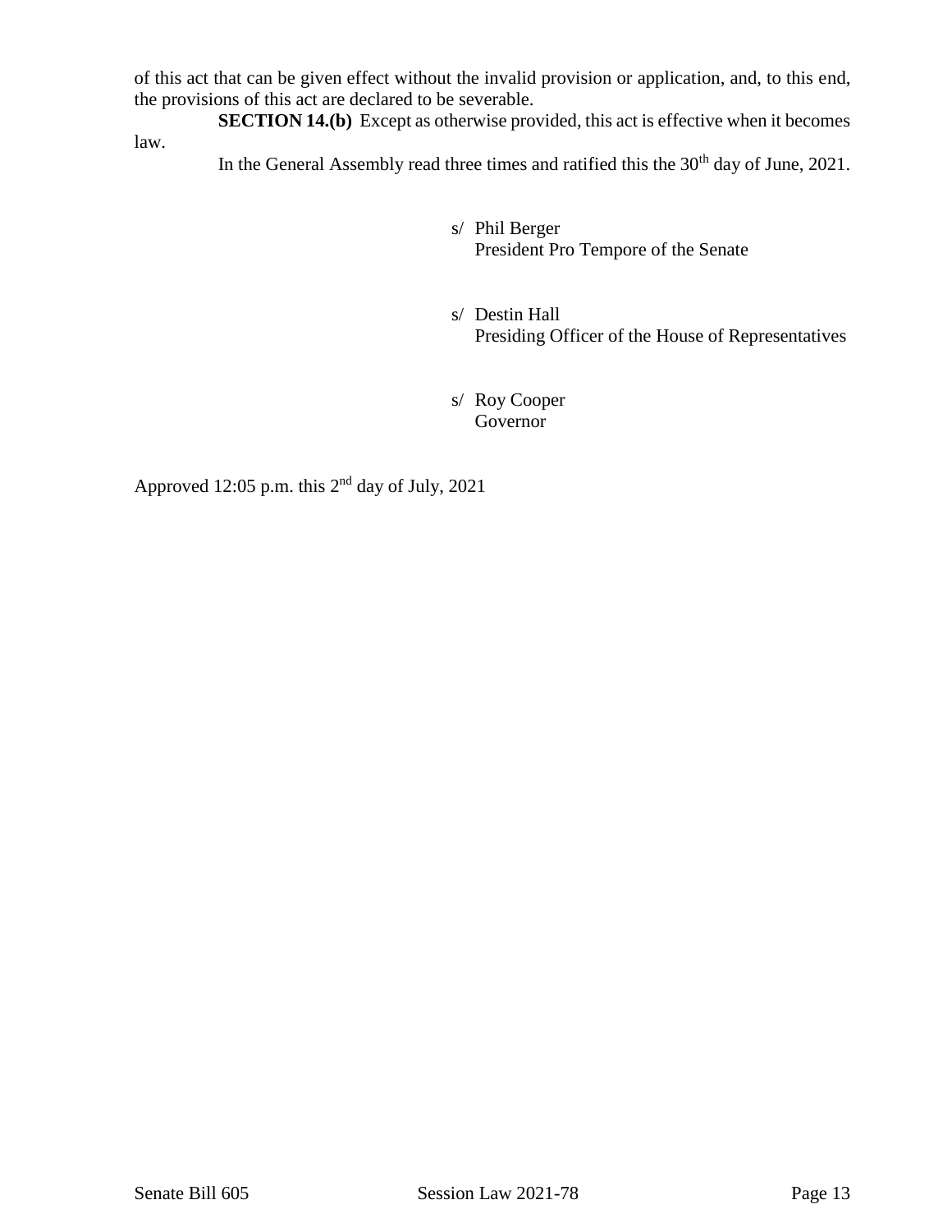of this act that can be given effect without the invalid provision or application, and, to this end, the provisions of this act are declared to be severable.

**SECTION 14.(b)** Except as otherwise provided, this act is effective when it becomes law.

In the General Assembly read three times and ratified this the 30th day of June, 2021.

s/ Phil Berger
President Pro Tempore of the Senate

s/ Destin Hall
Presiding Officer of the House of Representatives

s/ Roy Cooper
Governor

Approved 12:05 p.m. this 2nd day of July, 2021